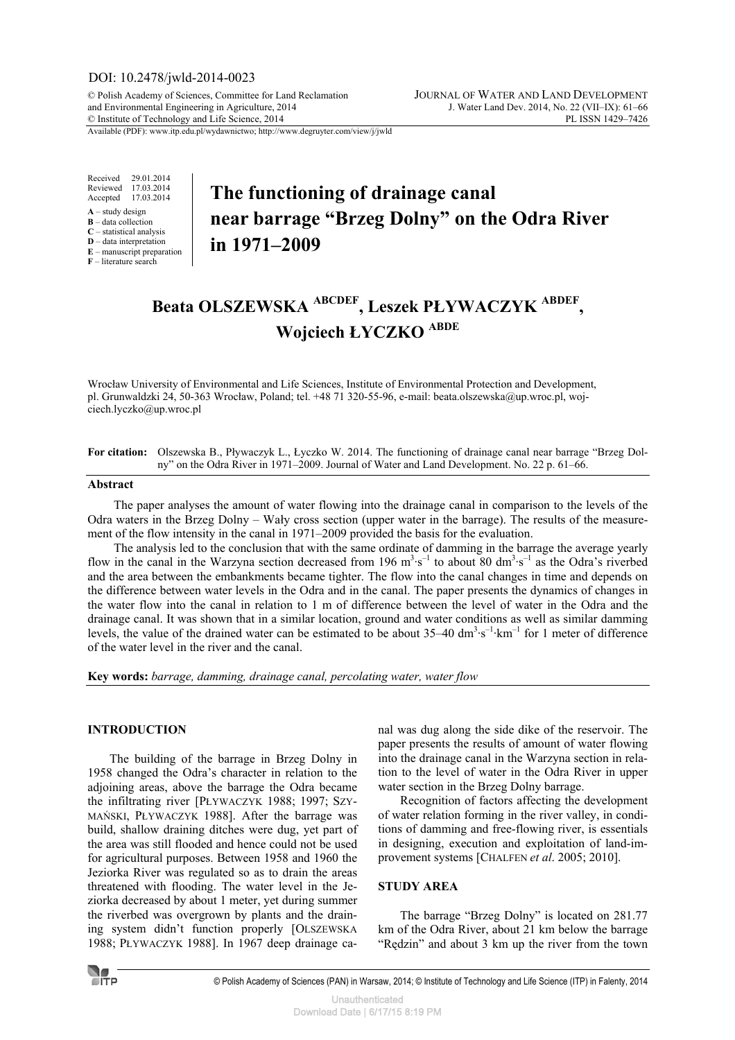DOI: 10.2478/jwld-2014-0023

© Polish Academy of Sciences, Committee for Land Reclamation and Environmental Engineering in Agriculture, 2014
© Institute of Technology and Life Science, 2014

JOURNAL OF WATER AND LAND DEVELOPMENT
J. Water Land Dev. 2014, No. 22 (VII–IX): 61–66
PL ISSN 1429–7426

Available (PDF): www.itp.edu.pl/wydawnictwo; http://www.degruyter.com/view/j/jwld

Received 29.01.2014
Reviewed 17.03.2014
Accepted 17.03.2014

A – study design
B – data collection
C – statistical analysis
D – data interpretation
E – manuscript preparation
F – literature search

# The functioning of drainage canal near barrage "Brzeg Dolny" on the Odra River in 1971–2009

**Beata OLSZEWSKA ABCDEF, Leszek PŁYWACZYK ABDEF, Wojciech ŁYCZKO ABDE**

Wrocław University of Environmental and Life Sciences, Institute of Environmental Protection and Development, pl. Grunwaldzki 24, 50-363 Wrocław, Poland; tel. +48 71 320-55-96, e-mail: beata.olszewska@up.wroc.pl, wojciech.lyczko@up.wroc.pl

**For citation:** Olszewska B., Pływaczyk L., Łyczko W. 2014. The functioning of drainage canal near barrage "Brzeg Dolny" on the Odra River in 1971–2009. Journal of Water and Land Development. No. 22 p. 61–66.

## Abstract

The paper analyses the amount of water flowing into the drainage canal in comparison to the levels of the Odra waters in the Brzeg Dolny – Wały cross section (upper water in the barrage). The results of the measurement of the flow intensity in the canal in 1971–2009 provided the basis for the evaluation.

The analysis led to the conclusion that with the same ordinate of damming in the barrage the average yearly flow in the canal in the Warzyna section decreased from 196 $m^3 \cdot s^{-1}$ to about 80 $dm^3 \cdot s^{-1}$ as the Odra's riverbed and the area between the embankments became tighter. The flow into the canal changes in time and depends on the difference between water levels in the Odra and in the canal. The paper presents the dynamics of changes in the water flow into the canal in relation to 1 m of difference between the level of water in the Odra and the drainage canal. It was shown that in a similar location, ground and water conditions as well as similar damming levels, the value of the drained water can be estimated to be about 35–40 $dm^3 \cdot s^{-1} \cdot km^{-1}$ for 1 meter of difference of the water level in the river and the canal.

**Key words:** *barrage, damming, drainage canal, percolating water, water flow*

## INTRODUCTION

The building of the barrage in Brzeg Dolny in 1958 changed the Odra's character in relation to the adjoining areas, above the barrage the Odra became the infiltrating river [PŁYWACZYK 1988; 1997; SZYMAŃSKI, PŁYWACZYK 1988]. After the barrage was build, shallow draining ditches were dug, yet part of the area was still flooded and hence could not be used for agricultural purposes. Between 1958 and 1960 the Jeziorka River was regulated so as to drain the areas threatened with flooding. The water level in the Jeziorka decreased by about 1 meter, yet during summer the riverbed was overgrown by plants and the draining system didn't function properly [OLSZEWSKA 1988; PŁYWACZYK 1988]. In 1967 deep drainage canal was dug along the side dike of the reservoir. The paper presents the results of amount of water flowing into the drainage canal in the Warzyna section in relation to the level of water in the Odra River in upper water section in the Brzeg Dolny barrage.

Recognition of factors affecting the development of water relation forming in the river valley, in conditions of damming and free-flowing river, is essentials in designing, execution and exploitation of land-improvement systems [CHALFEN *et al*. 2005; 2010].

## STUDY AREA

The barrage "Brzeg Dolny" is located on 281.77 km of the Odra River, about 21 km below the barrage "Rędzin" and about 3 km up the river from the town

© Polish Academy of Sciences (PAN) in Warsaw, 2014; © Institute of Technology and Life Science (ITP) in Falenty, 2014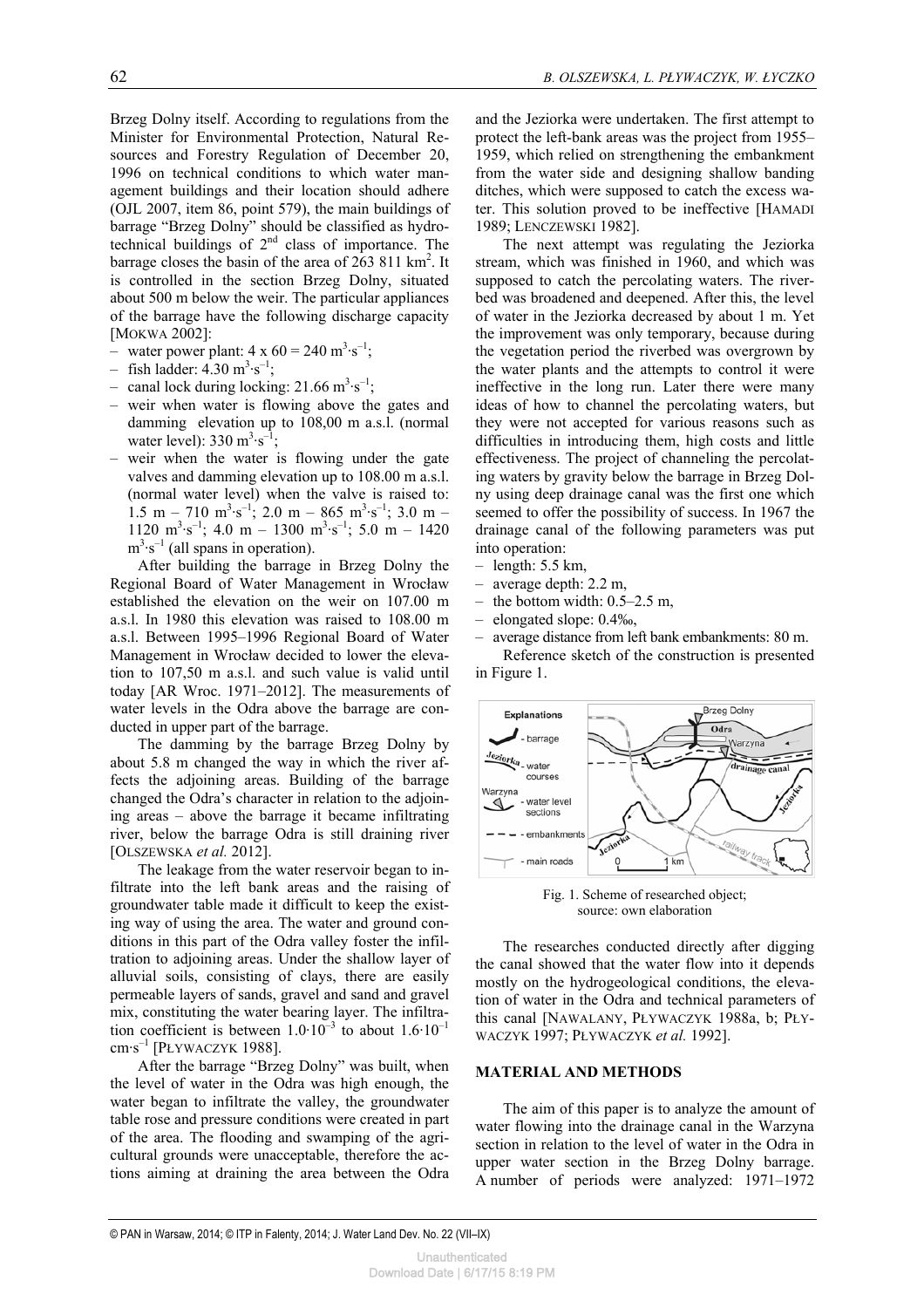Brzeg Dolny itself. According to regulations from the Minister for Environmental Protection, Natural Resources and Forestry Regulation of December 20, 1996 on technical conditions to which water management buildings and their location should adhere (OJL 2007, item 86, point 579), the main buildings of barrage "Brzeg Dolny" should be classified as hydrotechnical buildings of 2nd class of importance. The barrage closes the basin of the area of 263 811 km$^2$. It is controlled in the section Brzeg Dolny, situated about 500 m below the weir. The particular appliances of the barrage have the following discharge capacity [MOKWA 2002]:

- water power plant: 4 x 60 = 240 m$^3$·s$^{-1}$;
- fish ladder: 4.30 m$^3$·s$^{-1}$;
- canal lock during locking: 21.66 m$^3$·s$^{-1}$;
- weir when water is flowing above the gates and damming elevation up to 108,00 m a.s.l. (normal water level): 330 m$^3$·s$^{-1}$;
- weir when the water is flowing under the gate valves and damming elevation up to 108.00 m a.s.l. (normal water level) when the valve is raised to: 1.5 m – 710 m$^3$·s$^{-1}$; 2.0 m – 865 m$^3$·s$^{-1}$; 3.0 m – 1120 m$^3$·s$^{-1}$; 4.0 m – 1300 m$^3$·s$^{-1}$; 5.0 m – 1420 m$^3$·s$^{-1}$ (all spans in operation).

After building the barrage in Brzeg Dolny the Regional Board of Water Management in Wrocław established the elevation on the weir on 107.00 m a.s.l. In 1980 this elevation was raised to 108.00 m a.s.l. Between 1995–1996 Regional Board of Water Management in Wrocław decided to lower the elevation to 107,50 m a.s.l. and such value is valid until today [AR Wroc. 1971–2012]. The measurements of water levels in the Odra above the barrage are conducted in upper part of the barrage.

The damming by the barrage Brzeg Dolny by about 5.8 m changed the way in which the river affects the adjoining areas. Building of the barrage changed the Odra's character in relation to the adjoining areas – above the barrage it became infiltrating river, below the barrage Odra is still draining river [OLSZEWSKA *et al.* 2012].

The leakage from the water reservoir began to infiltrate into the left bank areas and the raising of groundwater table made it difficult to keep the existing way of using the area. The water and ground conditions in this part of the Odra valley foster the infiltration to adjoining areas. Under the shallow layer of alluvial soils, consisting of clays, there are easily permeable layers of sands, gravel and sand and gravel mix, constituting the water bearing layer. The infiltration coefficient is between $1.0 \cdot 10^{-3}$ to about $1.6 \cdot 10^{-1}$ cm·s$^{-1}$ [PŁYWACZYK 1988].

After the barrage "Brzeg Dolny" was built, when the level of water in the Odra was high enough, the water began to infiltrate the valley, the groundwater table rose and pressure conditions were created in part of the area. The flooding and swamping of the agricultural grounds were unacceptable, therefore the actions aiming at draining the area between the Odra and the Jeziorka were undertaken. The first attempt to protect the left-bank areas was the project from 1955–1959, which relied on strengthening the embankment from the water side and designing shallow banding ditches, which were supposed to catch the excess water. This solution proved to be ineffective [HAMADI 1989; LENCZEWSKI 1982].

The next attempt was regulating the Jeziorka stream, which was finished in 1960, and which was supposed to catch the percolating waters. The riverbed was broadened and deepened. After this, the level of water in the Jeziorka decreased by about 1 m. Yet the improvement was only temporary, because during the vegetation period the riverbed was overgrown by the water plants and the attempts to control it were ineffective in the long run. Later there were many ideas of how to channel the percolating waters, but they were not accepted for various reasons such as difficulties in introducing them, high costs and little effectiveness. The project of channeling the percolating waters by gravity below the barrage in Brzeg Dolny using deep drainage canal was the first one which seemed to offer the possibility of success. In 1967 the drainage canal of the following parameters was put into operation:

- length: 5.5 km,
- average depth: 2.2 m,
- the bottom width: 0.5–2.5 m,
- elongated slope: 0.4‰,
- average distance from left bank embankments: 80 m.

Reference sketch of the construction is presented in Figure 1.

Fig. 1. Scheme of researched object; source: own elaboration

The researches conducted directly after digging the canal showed that the water flow into it depends mostly on the hydrogeological conditions, the elevation of water in the Odra and technical parameters of this canal [NAWALANY, PŁYWACZYK 1988a, b; PŁYWACZYK 1997; PŁYWACZYK *et al.* 1992].

## MATERIAL AND METHODS

The aim of this paper is to analyze the amount of water flowing into the drainage canal in the Warzyna section in relation to the level of water in the Odra in upper water section in the Brzeg Dolny barrage. A number of periods were analyzed: 1971–1972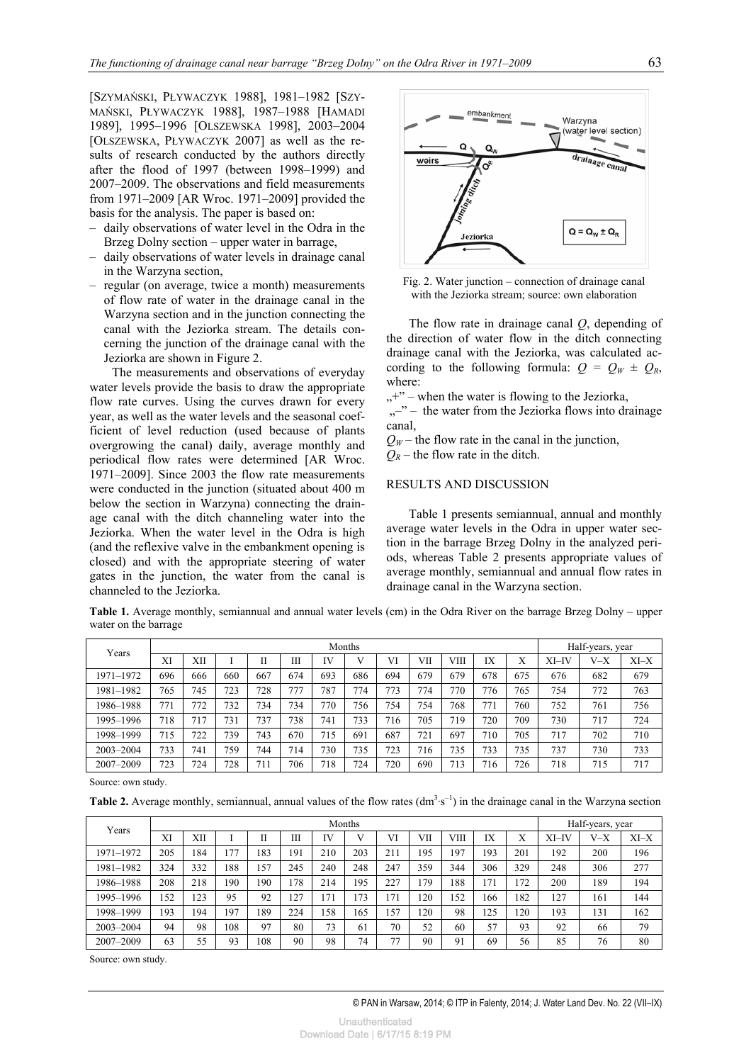[SZYMAŃSKI, PŁYWACZYK 1988], 1981–1982 [SZYMAŃSKI, PŁYWACZYK 1988], 1987–1988 [HAMADI 1989], 1995–1996 [OLSZEWSKA 1998], 2003–2004 [OLSZEWSKA, PŁYWACZYK 2007] as well as the results of research conducted by the authors directly after the flood of 1997 (between 1998–1999) and 2007–2009. The observations and field measurements from 1971–2009 [AR Wroc. 1971–2009] provided the basis for the analysis. The paper is based on:

- daily observations of water level in the Odra in the Brzeg Dolny section – upper water in barrage,
- daily observations of water levels in drainage canal in the Warzyna section,
- regular (on average, twice a month) measurements of flow rate of water in the drainage canal in the Warzyna section and in the junction connecting the canal with the Jeziorka stream. The details concerning the junction of the drainage canal with the Jeziorka are shown in Figure 2.

The measurements and observations of everyday water levels provide the basis to draw the appropriate flow rate curves. Using the curves drawn for every year, as well as the water levels and the seasonal coefficient of level reduction (used because of plants overgrowing the canal) daily, average monthly and periodical flow rates were determined [AR Wroc. 1971–2009]. Since 2003 the flow rate measurements were conducted in the junction (situated about 400 m below the section in Warzyna) connecting the drainage canal with the ditch channeling water into the Jeziorka. When the water level in the Odra is high (and the reflexive valve in the embankment opening is closed) and with the appropriate steering of water gates in the junction, the water from the canal is channeled to the Jeziorka.

Fig. 2. Water junction – connection of drainage canal with the Jeziorka stream; source: own elaboration

The flow rate in drainage canal $Q$, depending of the direction of water flow in the ditch connecting drainage canal with the Jeziorka, was calculated according to the following formula: $Q = Q_W \pm Q_R$, where:

„+" – when the water is flowing to the Jeziorka,

„–" – the water from the Jeziorka flows into drainage canal,

$Q_W$ – the flow rate in the canal in the junction,

$Q_R$ – the flow rate in the ditch.

## RESULTS AND DISCUSSION

Table 1 presents semiannual, annual and monthly average water levels in the Odra in upper water section in the barrage Brzeg Dolny in the analyzed periods, whereas Table 2 presents appropriate values of average monthly, semiannual and annual flow rates in drainage canal in the Warzyna section.

**Table 1.** Average monthly, semiannual and annual water levels (cm) in the Odra River on the barrage Brzeg Dolny – upper water on the barrage

| Years | Months | | | | | | | | | | | | Half-years, year | | |
|---|---|---|---|---|---|---|---|---|---|---|---|---|---|---|---|
| | XI | XII | I | II | III | IV | V | VI | VII | VIII | IX | X | XI–IV | V–X | XI–X |
| 1971–1972 | 696 | 666 | 660 | 667 | 674 | 693 | 686 | 694 | 679 | 679 | 678 | 675 | 676 | 682 | 679 |
| 1981–1982 | 765 | 745 | 723 | 728 | 777 | 787 | 774 | 773 | 774 | 770 | 776 | 765 | 754 | 772 | 763 |
| 1986–1988 | 771 | 772 | 732 | 734 | 734 | 770 | 756 | 754 | 754 | 768 | 771 | 760 | 752 | 761 | 756 |
| 1995–1996 | 718 | 717 | 731 | 737 | 738 | 741 | 733 | 716 | 705 | 719 | 720 | 709 | 730 | 717 | 724 |
| 1998–1999 | 715 | 722 | 739 | 743 | 670 | 715 | 691 | 687 | 721 | 697 | 710 | 705 | 717 | 702 | 710 |
| 2003–2004 | 733 | 741 | 759 | 744 | 714 | 730 | 735 | 723 | 716 | 735 | 733 | 735 | 737 | 730 | 733 |
| 2007–2009 | 723 | 724 | 728 | 711 | 706 | 718 | 724 | 720 | 690 | 713 | 716 | 726 | 718 | 715 | 717 |

Source: own study.

**Table 2.** Average monthly, semiannual, annual values of the flow rates ($dm^3 \cdot s^{-1}$) in the drainage canal in the Warzyna section

| Years | Months | | | | | | | | | | | | Half-years, year | | |
|---|---|---|---|---|---|---|---|---|---|---|---|---|---|---|---|
| | XI | XII | I | II | III | IV | V | VI | VII | VIII | IX | X | XI–IV | V–X | XI–X |
| 1971–1972 | 205 | 184 | 177 | 183 | 191 | 210 | 203 | 211 | 195 | 197 | 193 | 201 | 192 | 200 | 196 |
| 1981–1982 | 324 | 332 | 188 | 157 | 245 | 240 | 248 | 247 | 359 | 344 | 306 | 329 | 248 | 306 | 277 |
| 1986–1988 | 208 | 218 | 190 | 190 | 178 | 214 | 195 | 227 | 179 | 188 | 171 | 172 | 200 | 189 | 194 |
| 1995–1996 | 152 | 123 | 95 | 92 | 127 | 171 | 173 | 171 | 120 | 152 | 166 | 182 | 127 | 161 | 144 |
| 1998–1999 | 193 | 194 | 197 | 189 | 224 | 158 | 165 | 157 | 120 | 98 | 125 | 120 | 193 | 131 | 162 |
| 2003–2004 | 94 | 98 | 108 | 97 | 80 | 73 | 61 | 70 | 52 | 60 | 57 | 93 | 92 | 66 | 79 |
| 2007–2009 | 63 | 55 | 93 | 108 | 90 | 98 | 74 | 77 | 90 | 91 | 69 | 56 | 85 | 76 | 80 |

Source: own study.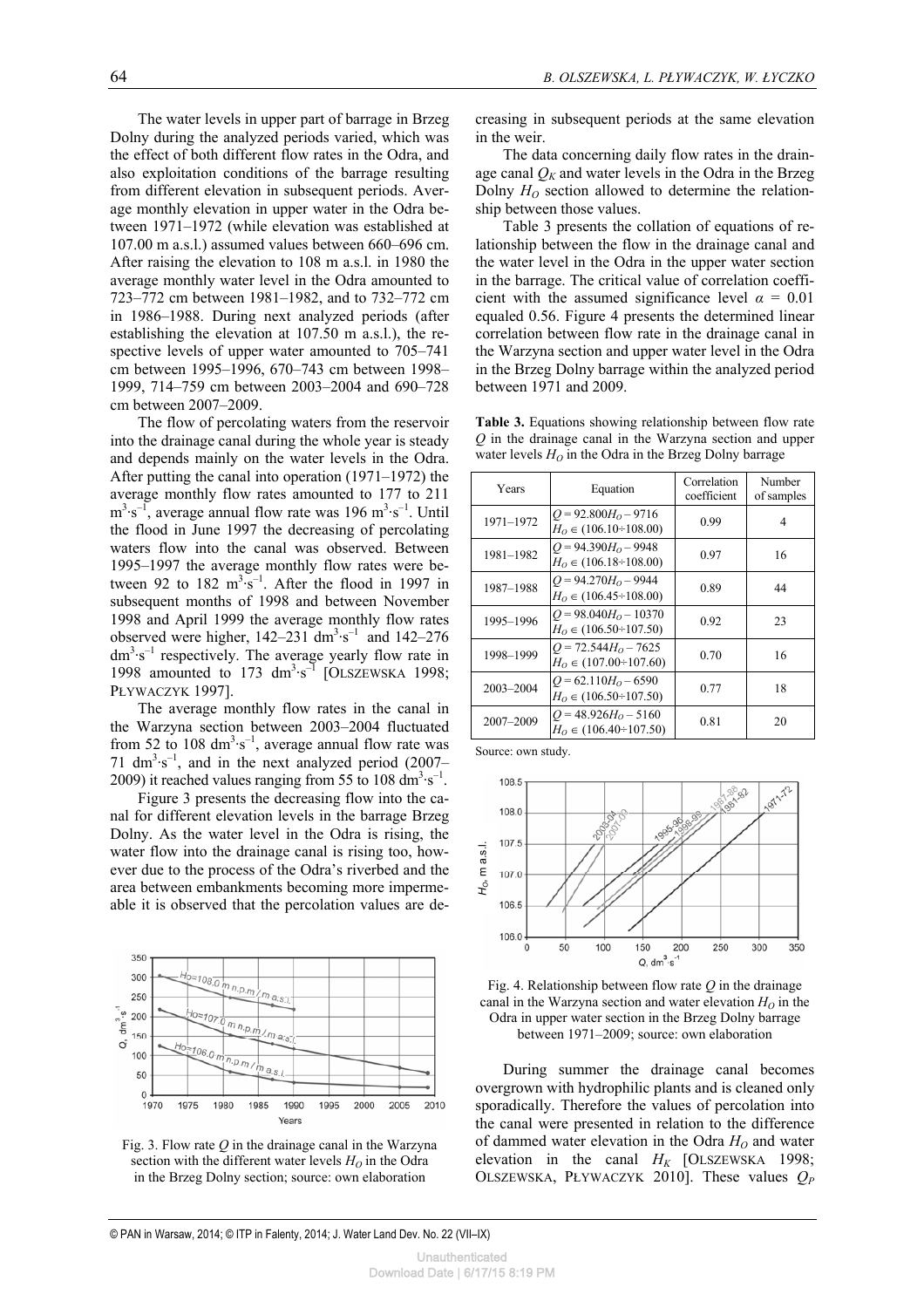The water levels in upper part of barrage in Brzeg Dolny during the analyzed periods varied, which was the effect of both different flow rates in the Odra, and also exploitation conditions of the barrage resulting from different elevation in subsequent periods. Average monthly elevation in upper water in the Odra between 1971–1972 (while elevation was established at 107.00 m a.s.l.) assumed values between 660–696 cm. After raising the elevation to 108 m a.s.l. in 1980 the average monthly water level in the Odra amounted to 723–772 cm between 1981–1982, and to 732–772 cm in 1986–1988. During next analyzed periods (after establishing the elevation at 107.50 m a.s.l.), the respective levels of upper water amounted to 705–741 cm between 1995–1996, 670–743 cm between 1998–1999, 714–759 cm between 2003–2004 and 690–728 cm between 2007–2009.

The flow of percolating waters from the reservoir into the drainage canal during the whole year is steady and depends mainly on the water levels in the Odra. After putting the canal into operation (1971–1972) the average monthly flow rates amounted to 177 to 211 $m^3 \cdot s^{-1}$, average annual flow rate was 196 $m^3 \cdot s^{-1}$. Until the flood in June 1997 the decreasing of percolating waters flow into the canal was observed. Between 1995–1997 the average monthly flow rates were between 92 to 182 $m^3 \cdot s^{-1}$. After the flood in 1997 in subsequent months of 1998 and between November 1998 and April 1999 the average monthly flow rates observed were higher, 142–231 $dm^3 \cdot s^{-1}$ and 142–276 $dm^3 \cdot s^{-1}$ respectively. The average yearly flow rate in 1998 amounted to 173 $dm^3 \cdot s^{-1}$ [OLSZEWSKA 1998; PŁYWACZYK 1997].

The average monthly flow rates in the canal in the Warzyna section between 2003–2004 fluctuated from 52 to 108 $dm^3 \cdot s^{-1}$, average annual flow rate was 71 $dm^3 \cdot s^{-1}$, and in the next analyzed period (2007–2009) it reached values ranging from 55 to 108 $dm^3 \cdot s^{-1}$.

Figure 3 presents the decreasing flow into the canal for different elevation levels in the barrage Brzeg Dolny. As the water level in the Odra is rising, the water flow into the drainage canal is rising too, however due to the process of the Odra's riverbed and the area between embankments becoming more impermeable it is observed that the percolation values are decreasing in subsequent periods at the same elevation in the weir.

Fig. 3. Flow rate $Q$ in the drainage canal in the Warzyna section with the different water levels $H_O$ in the Odra in the Brzeg Dolny section; source: own elaboration

The data concerning daily flow rates in the drainage canal $Q_K$ and water levels in the Odra in the Brzeg Dolny $H_O$ section allowed to determine the relationship between those values.

Table 3 presents the collation of equations of relationship between the flow in the drainage canal and the water level in the Odra in the upper water section in the barrage. The critical value of correlation coefficient with the assumed significance level $\alpha = 0.01$ equaled 0.56. Figure 4 presents the determined linear correlation between flow rate in the drainage canal in the Warzyna section and upper water level in the Odra in the Brzeg Dolny barrage within the analyzed period between 1971 and 2009.

**Table 3.** Equations showing relationship between flow rate $Q$ in the drainage canal in the Warzyna section and upper water levels $H_O$ in the Odra in the Brzeg Dolny barrage

| Years | Equation | Correlation coefficient | Number of samples |
|---|---|---|---|
| 1971–1972 | $Q = 92.800H_O - 9716$ <br> $H_O \in (106.10 \div 108.00)$ | 0.99 | 4 |
| 1981–1982 | $Q = 94.390H_O - 9948$ <br> $H_O \in (106.18 \div 108.00)$ | 0.97 | 16 |
| 1987–1988 | $Q = 94.270H_O - 9944$ <br> $H_O \in (106.45 \div 108.00)$ | 0.89 | 44 |
| 1995–1996 | $Q = 98.040H_O - 10370$ <br> $H_O \in (106.50 \div 107.50)$ | 0.92 | 23 |
| 1998–1999 | $Q = 72.544H_O - 7625$ <br> $H_O \in (107.00 \div 107.60)$ | 0.70 | 16 |
| 2003–2004 | $Q = 62.110H_O - 6590$ <br> $H_O \in (106.50 \div 107.50)$ | 0.77 | 18 |
| 2007–2009 | $Q = 48.926H_O - 5160$ <br> $H_O \in (106.40 \div 107.50)$ | 0.81 | 20 |

Source: own study.

Fig. 4. Relationship between flow rate $Q$ in the drainage canal in the Warzyna section and water elevation $H_O$ in the Odra in upper water section in the Brzeg Dolny barrage between 1971–2009; source: own elaboration

During summer the drainage canal becomes overgrown with hydrophilic plants and is cleaned only sporadically. Therefore the values of percolation into the canal were presented in relation to the difference of dammed water elevation in the Odra $H_O$ and water elevation in the canal $H_K$ [OLSZEWSKA 1998; OLSZEWSKA, PŁYWACZYK 2010]. These values $Q_P$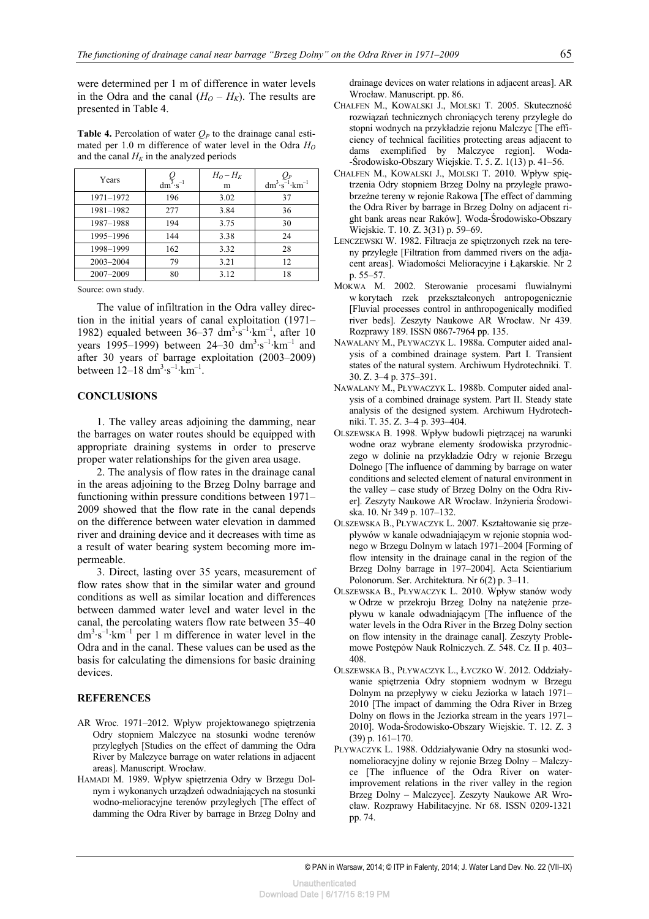were determined per 1 m of difference in water levels in the Odra and the canal ($H_O$ – $H_K$). The results are presented in Table 4.

**Table 4.** Percolation of water $Q_P$ to the drainage canal estimated per 1.0 m difference of water level in the Odra $H_O$ and the canal $H_K$ in the analyzed periods

| Years | $Q$ $dm^3 \cdot s^{-1}$ | $H_O - H_K$ m | $Q_P$ $dm^3 \cdot s^{-1} \cdot km^{-1}$ |
|---|---|---|---|
| 1971–1972 | 196 | 3.02 | 37 |
| 1981–1982 | 277 | 3.84 | 36 |
| 1987–1988 | 194 | 3.75 | 30 |
| 1995–1996 | 144 | 3.38 | 24 |
| 1998–1999 | 162 | 3.32 | 28 |
| 2003–2004 | 79 | 3.21 | 12 |
| 2007–2009 | 80 | 3.12 | 18 |

Source: own study.

The value of infiltration in the Odra valley direction in the initial years of canal exploitation (1971–1982) equaled between 36–37 $dm^3 \cdot s^{-1} \cdot km^{-1}$, after 10 years 1995–1999) between 24–30 $dm^3 \cdot s^{-1} \cdot km^{-1}$ and after 30 years of barrage exploitation (2003–2009) between 12–18 $dm^3 \cdot s^{-1} \cdot km^{-1}$.

## CONCLUSIONS

1. The valley areas adjoining the damming, near the barrages on water routes should be equipped with appropriate draining systems in order to preserve proper water relationships for the given area usage.

2. The analysis of flow rates in the drainage canal in the areas adjoining to the Brzeg Dolny barrage and functioning within pressure conditions between 1971–2009 showed that the flow rate in the canal depends on the difference between water elevation in dammed river and draining device and it decreases with time as a result of water bearing system becoming more impermeable.

3. Direct, lasting over 35 years, measurement of flow rates show that in the similar water and ground conditions as well as similar location and differences between dammed water level and water level in the canal, the percolating waters flow rate between 35–40 $dm^3 \cdot s^{-1} \cdot km^{-1}$ per 1 m difference in water level in the Odra and in the canal. These values can be used as the basis for calculating the dimensions for basic draining devices.

## REFERENCES

AR Wroc. 1971–2012. Wpływ projektowanego spiętrzenia Odry stopniem Malczyce na stosunki wodne terenów przyległych [Studies on the effect of damming the Odra River by Malczyce barrage on water relations in adjacent areas]. Manuscript. Wrocław.

HAMADI M. 1989. Wpływ spiętrzenia Odry w Brzegu Dolnym i wykonanych urządzeń odwadniających na stosunki wodno-melioracyjne terenów przyległych [The effect of damming the Odra River by barrage in Brzeg Dolny and drainage devices on water relations in adjacent areas]. AR Wrocław. Manuscript. pp. 86.

CHALFEN M., KOWALSKI J., MOLSKI T. 2005. Skuteczność rozwiązań technicznych chroniących tereny przyległe do stopni wodnych na przykładzie rejonu Malczyc [The efficiency of technical facilities protecting areas adjacent to dams exemplified by Malczyce region]. Woda-Środowisko-Obszary Wiejskie. T. 5. Z. 1(13) p. 41–56.

CHALFEN M., KOWALSKI J., MOLSKI T. 2010. Wpływ spiętrzenia Odry stopniem Brzeg Dolny na przyległe prawobrzeżne tereny w rejonie Rakowa [The effect of damming the Odra River by barrage in Brzeg Dolny on adjacent right bank areas near Raków]. Woda-Środowisko-Obszary Wiejskie. T. 10. Z. 3(31) p. 59–69.

LENCZEWSKI W. 1982. Filtracja ze spiętrzonych rzek na tereny przyległe [Filtration from dammed rivers on the adjacent areas]. Wiadomości Melioracyjne i Łąkarskie. Nr 2 p. 55–57.

MOKWA M. 2002. Sterowanie procesami fluwialnymi w korytach rzek przekształconych antropogenicznie [Fluvial processes control in anthropogenically modified river beds]. Zeszyty Naukowe AR Wrocław. Nr 439. Rozprawy 189. ISSN 0867-7964 pp. 135.

NAWALANY M., PŁYWACZYK L. 1988a. Computer aided analysis of a combined drainage system. Part I. Transient states of the natural system. Archiwum Hydrotechniki. T. 30. Z. 3–4 p. 375–391.

NAWALANY M., PŁYWACZYK L. 1988b. Computer aided analysis of a combined drainage system. Part II. Steady state analysis of the designed system. Archiwum Hydrotechniki. T. 35. Z. 3–4 p. 393–404.

OLSZEWSKA B. 1998. Wpływ budowli piętrzącej na warunki wodne oraz wybrane elementy środowiska przyrodniczego w dolinie na przykładzie Odry w rejonie Brzegu Dolnego [The influence of damming by barrage on water conditions and selected element of natural environment in the valley – case study of Brzeg Dolny on the Odra River]. Zeszyty Naukowe AR Wrocław. Inżynieria Środowiska. 10. Nr 349 p. 107–132.

OLSZEWSKA B., PŁYWACZYK L. 2007. Kształtowanie się przepływów w kanale odwadniającym w rejonie stopnia wodnego w Brzegu Dolnym w latach 1971–2004 [Forming of flow intensity in the drainage canal in the region of the Brzeg Dolny barrage in 197–2004]. Acta Scientiarium Polonorum. Ser. Architektura. Nr 6(2) p. 3–11.

OLSZEWSKA B., PŁYWACZYK L. 2010. Wpływ stanów wody w Odrze w przekroju Brzeg Dolny na natężenie przepływu w kanale odwadniającym [The influence of the water levels in the Odra River in the Brzeg Dolny section on flow intensity in the drainage canal]. Zeszyty Problemowe Postępów Nauk Rolniczych. Z. 548. Cz. II p. 403–408.

OLSZEWSKA B., PŁYWACZYK L., ŁYCZKO W. 2012. Oddziaływanie spiętrzenia Odry stopniem wodnym w Brzegu Dolnym na przepływy w cieku Jeziorka w latach 1971–2010 [The impact of damming the Odra River in Brzeg Dolny on flows in the Jeziorka stream in the years 1971–2010]. Woda-Środowisko-Obszary Wiejskie. T. 12. Z. 3 (39) p. 161–170.

PŁYWACZYK L. 1988. Oddziaływanie Odry na stosunki wodnomelioracyjne doliny w rejonie Brzeg Dolny – Malczyce [The influence of the Odra River on water-improvement relations in the river valley in the region Brzeg Dolny – Malczyce]. Zeszyty Naukowe AR Wrocław. Rozprawy Habilitacyjne. Nr 68. ISSN 0209-1321 pp. 74.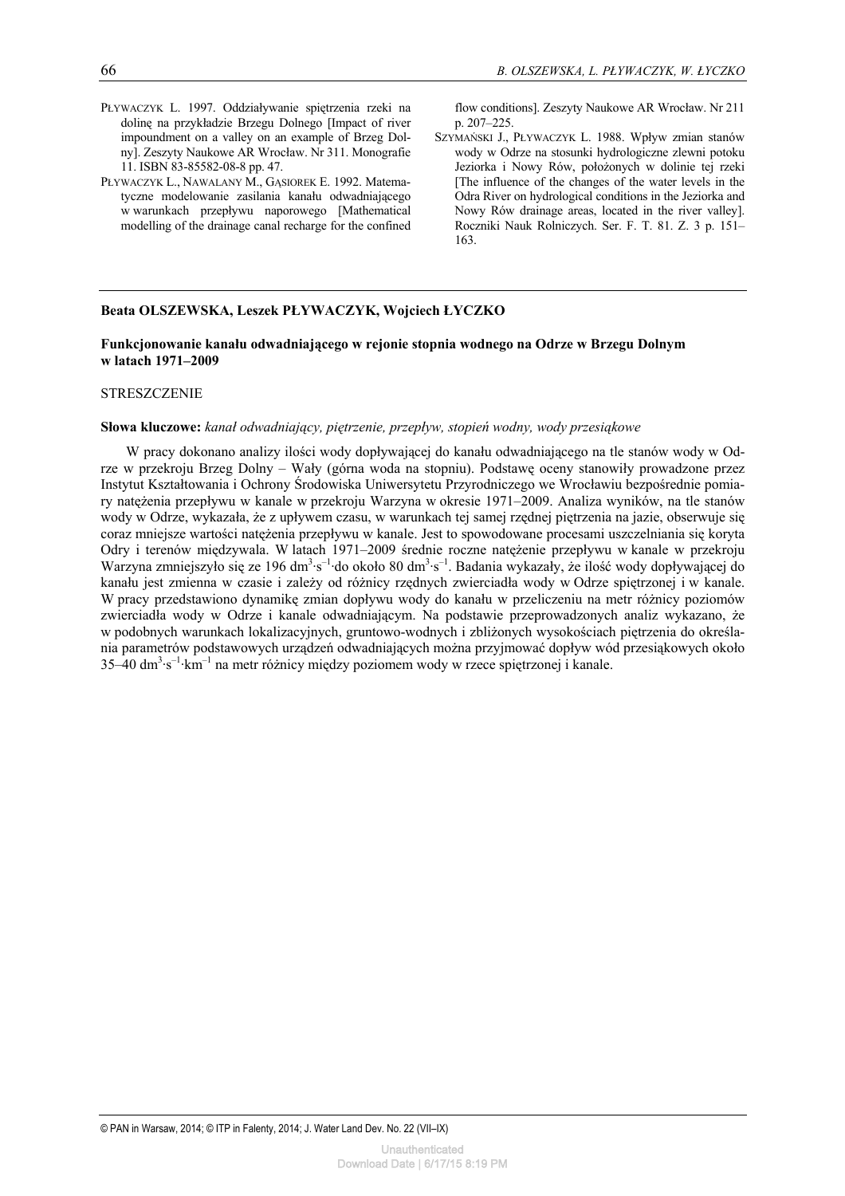PŁYWACZYK L. 1997. Oddziaływanie spiętrzenia rzeki na dolinę na przykładzie Brzegu Dolnego [Impact of river impoundment on a valley on an example of Brzeg Dolny]. Zeszyty Naukowe AR Wrocław. Nr 311. Monografie 11. ISBN 83-85582-08-8 pp. 47.

PŁYWACZYK L., NAWALANY M., GĄSIOREK E. 1992. Matematyczne modelowanie zasilania kanału odwadniającego w warunkach przepływu naporowego [Mathematical modelling of the drainage canal recharge for the confined flow conditions]. Zeszyty Naukowe AR Wrocław. Nr 211 p. 207–225.

SZYMAŃSKI J., PŁYWACZYK L. 1988. Wpływ zmian stanów wody w Odrze na stosunki hydrologiczne zlewni potoku Jeziorka i Nowy Rów, położonych w dolinie tej rzeki [The influence of the changes of the water levels in the Odra River on hydrological conditions in the Jeziorka and Nowy Rów drainage areas, located in the river valley]. Roczniki Nauk Rolniczych. Ser. F. T. 81. Z. 3 p. 151–163.

---

**Beata OLSZEWSKA, Leszek PŁYWACZYK, Wojciech ŁYCZKO**

**Funkcjonowanie kanału odwadniającego w rejonie stopnia wodnego na Odrze w Brzegu Dolnym w latach 1971–2009**

STRESZCZENIE

**Słowa kluczowe:** *kanał odwadniający, piętrzenie, przepływ, stopień wodny, wody przesiąkowe*

W pracy dokonano analizy ilości wody dopływającej do kanału odwadniającego na tle stanów wody w Odrze w przekroju Brzeg Dolny – Wały (górna woda na stopniu). Podstawę oceny stanowiły prowadzone przez Instytut Kształtowania i Ochrony Środowiska Uniwersytetu Przyrodniczego we Wrocławiu bezpośrednie pomiary natężenia przepływu w kanale w przekroju Warzyna w okresie 1971–2009. Analiza wyników, na tle stanów wody w Odrze, wykazała, że z upływem czasu, w warunkach tej samej rzędnej piętrzenia na jazie, obserwuje się coraz mniejsze wartości natężenia przepływu w kanale. Jest to spowodowane procesami uszczelniania się koryta Odry i terenów międzywala. W latach 1971–2009 średnie roczne natężenie przepływu w kanale w przekroju Warzyna zmniejszyło się ze 196 $dm^3 \cdot s^{-1}$ do około 80 $dm^3 \cdot s^{-1}$. Badania wykazały, że ilość wody dopływającej do kanału jest zmienna w czasie i zależy od różnicy rzędnych zwierciadła wody w Odrze spiętrzonej i w kanale. W pracy przedstawiono dynamikę zmian dopływu wody do kanału w przeliczeniu na metr różnicy poziomów zwierciadła wody w Odrze i kanale odwadniającym. Na podstawie przeprowadzonych analiz wykazano, że w podobnych warunkach lokalizacyjnych, gruntowo-wodnych i zbliżonych wysokościach piętrzenia do określania parametrów podstawowych urządzeń odwadniających można przyjmować dopływ wód przesiąkowych około 35–40 $dm^3 \cdot s^{-1} \cdot km^{-1}$ na metr różnicy między poziomem wody w rzece spiętrzonej i kanale.